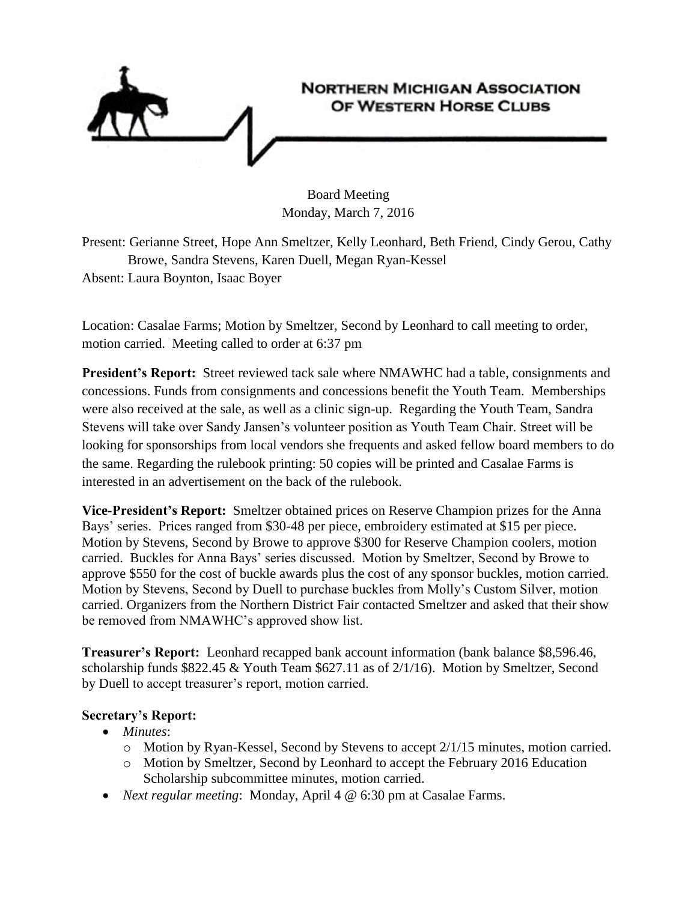# NORTHERN MICHIGAN ASSOCIATION OF WESTERN HORSE CLUBS

Board Meeting
Monday, March 7, 2016

Present: Gerianne Street, Hope Ann Smeltzer, Kelly Leonhard, Beth Friend, Cindy Gerou, Cathy Browe, Sandra Stevens, Karen Duell, Megan Ryan-Kessel
Absent: Laura Boynton, Isaac Boyer

Location: Casalae Farms; Motion by Smeltzer, Second by Leonhard to call meeting to order, motion carried. Meeting called to order at 6:37 pm

**President's Report:** Street reviewed tack sale where NMAWHC had a table, consignments and concessions. Funds from consignments and concessions benefit the Youth Team. Memberships were also received at the sale, as well as a clinic sign-up. Regarding the Youth Team, Sandra Stevens will take over Sandy Jansen's volunteer position as Youth Team Chair. Street will be looking for sponsorships from local vendors she frequents and asked fellow board members to do the same. Regarding the rulebook printing: 50 copies will be printed and Casalae Farms is interested in an advertisement on the back of the rulebook.

**Vice-President's Report:** Smeltzer obtained prices on Reserve Champion prizes for the Anna Bays' series. Prices ranged from $30-48 per piece, embroidery estimated at $15 per piece. Motion by Stevens, Second by Browe to approve $300 for Reserve Champion coolers, motion carried. Buckles for Anna Bays' series discussed. Motion by Smeltzer, Second by Browe to approve $550 for the cost of buckle awards plus the cost of any sponsor buckles, motion carried. Motion by Stevens, Second by Duell to purchase buckles from Molly's Custom Silver, motion carried. Organizers from the Northern District Fair contacted Smeltzer and asked that their show be removed from NMAWHC's approved show list.

**Treasurer's Report:** Leonhard recapped bank account information (bank balance $8,596.46, scholarship funds $822.45 & Youth Team $627.11 as of 2/1/16). Motion by Smeltzer, Second by Duell to accept treasurer's report, motion carried.

**Secretary's Report:**

- *Minutes*:
  - Motion by Ryan-Kessel, Second by Stevens to accept 2/1/15 minutes, motion carried.
  - Motion by Smeltzer, Second by Leonhard to accept the February 2016 Education Scholarship subcommittee minutes, motion carried.
- *Next regular meeting*: Monday, April 4 @ 6:30 pm at Casalae Farms.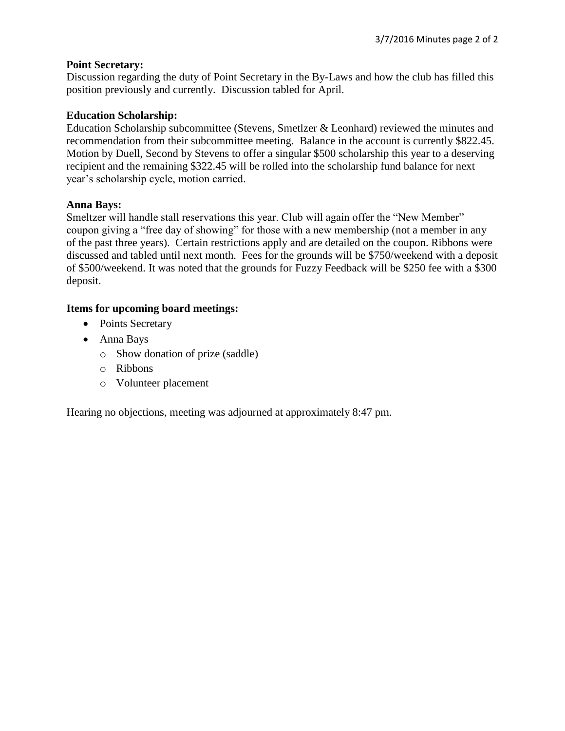**Point Secretary:**
Discussion regarding the duty of Point Secretary in the By-Laws and how the club has filled this position previously and currently. Discussion tabled for April.

**Education Scholarship:**
Education Scholarship subcommittee (Stevens, Smetlzer & Leonhard) reviewed the minutes and recommendation from their subcommittee meeting. Balance in the account is currently $822.45. Motion by Duell, Second by Stevens to offer a singular $500 scholarship this year to a deserving recipient and the remaining $322.45 will be rolled into the scholarship fund balance for next year's scholarship cycle, motion carried.

**Anna Bays:**
Smeltzer will handle stall reservations this year. Club will again offer the "New Member" coupon giving a "free day of showing" for those with a new membership (not a member in any of the past three years). Certain restrictions apply and are detailed on the coupon. Ribbons were discussed and tabled until next month. Fees for the grounds will be $750/weekend with a deposit of $500/weekend. It was noted that the grounds for Fuzzy Feedback will be $250 fee with a $300 deposit.

**Items for upcoming board meetings:**

- Points Secretary
- Anna Bays
  - Show donation of prize (saddle)
  - Ribbons
  - Volunteer placement

Hearing no objections, meeting was adjourned at approximately 8:47 pm.